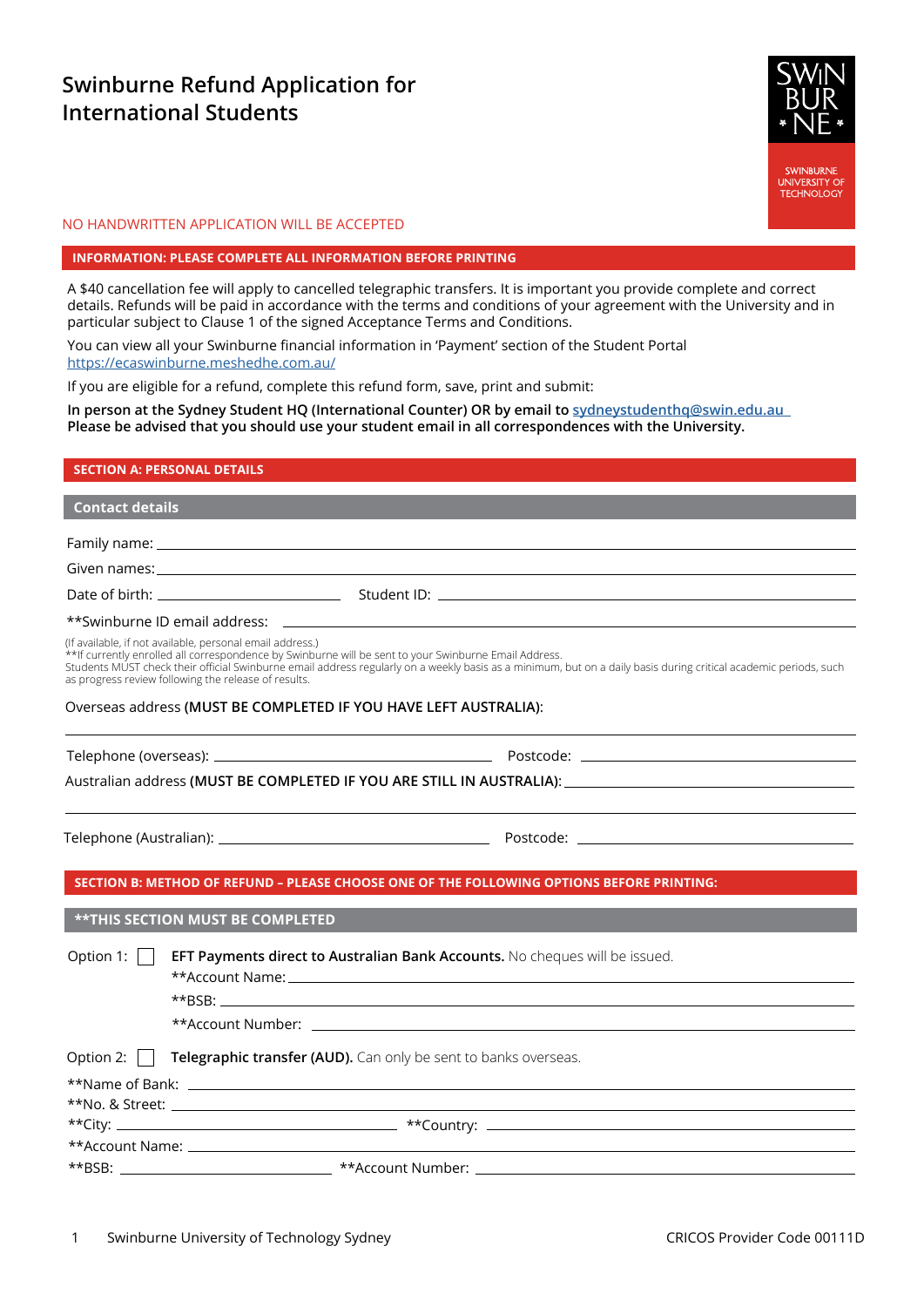# Swinburne Refund Application for International Students

NO HANDWRITTEN APPLICATION WILL BE ACCEPTED

**INFORMATION: PLEASE COMPLETE ALL INFORMATION BEFORE PRINTING**

A $40 cancellation fee will apply to cancelled telegraphic transfers. It is important you provide complete and correct details. Refunds will be paid in accordance with the terms and conditions of your agreement with the University and in particular subject to Clause 1 of the signed Acceptance Terms and Conditions.

You can view all your Swinburne financial information in 'Payment' section of the Student Portal https://ecaswinburne.meshedhe.com.au/

If you are eligible for a refund, complete this refund form, save, print and submit:

**In person at the Sydney Student HQ (International Counter) OR by email to sydneystudenthq@swin.edu.au**
**Please be advised that you should use your student email in all correspondences with the University.**

## SECTION A: PERSONAL DETAILS

### Contact details

Family name: ____________________

Given names: ____________________

Date of birth: ____________________ Student ID: ____________________

**Swinburne ID email address: ____________________

(If available, if not available, personal email address.)
**If currently enrolled all correspondence by Swinburne will be sent to your Swinburne Email Address.
Students MUST check their official Swinburne email address regularly on a weekly basis as a minimum, but on a daily basis during critical academic periods, such as progress review following the release of results.

Overseas address **(MUST BE COMPLETED IF YOU HAVE LEFT AUSTRALIA):**

____________________

Telephone (overseas): ____________________ Postcode: ____________________

Australian address **(MUST BE COMPLETED IF YOU ARE STILL IN AUSTRALIA):** ____________________

____________________

Telephone (Australian): ____________________ Postcode: ____________________

## SECTION B: METHOD OF REFUND – PLEASE CHOOSE ONE OF THE FOLLOWING OPTIONS BEFORE PRINTING:

### **THIS SECTION MUST BE COMPLETED

Option 1: ☐ **EFT Payments direct to Australian Bank Accounts.** No cheques will be issued.

**Account Name: ____________________

**BSB: ____________________

**Account Number: ____________________

Option 2: ☐ **Telegraphic transfer (AUD).** Can only be sent to banks overseas.

**Name of Bank: ____________________

**No. & Street: ____________________

**City: ____________________ **Country: ____________________

**Account Name: ____________________

**BSB: ____________________ **Account Number: ____________________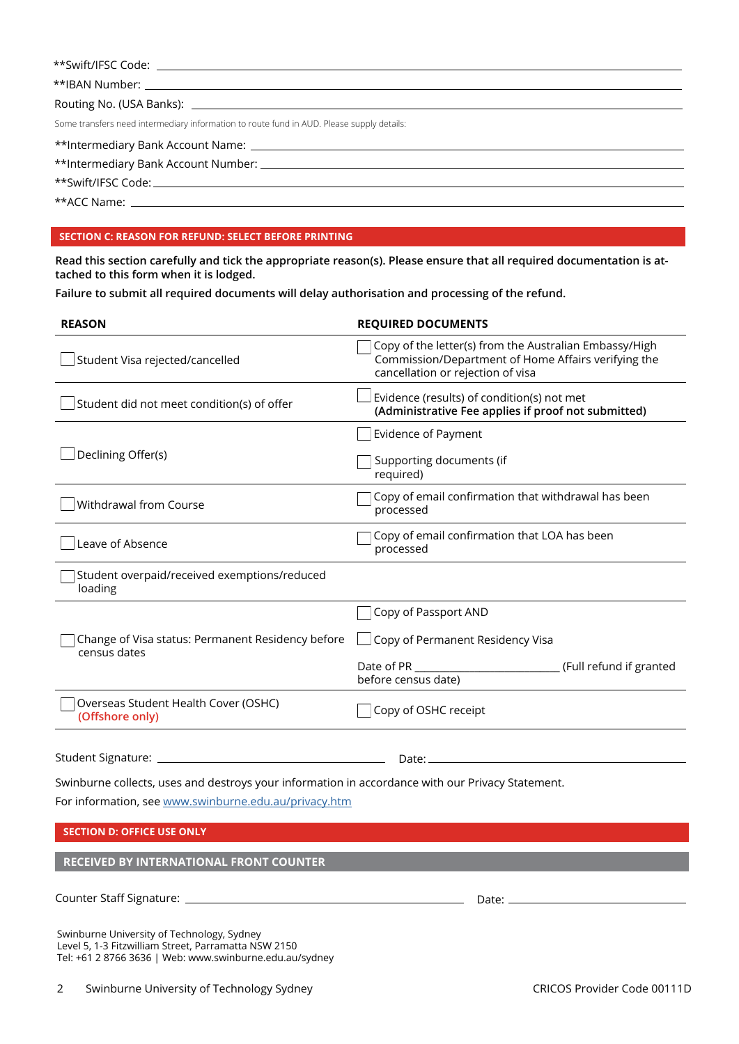**Swift/IFSC Code: ______________________________

**IBAN Number: ______________________________

Routing No. (USA Banks): ______________________________

Some transfers need intermediary information to route fund in AUD. Please supply details:

**Intermediary Bank Account Name: ______________________________

**Intermediary Bank Account Number: ______________________________

**Swift/IFSC Code: ______________________________

**ACC Name: ______________________________

## SECTION C: REASON FOR REFUND: SELECT BEFORE PRINTING

**Read this section carefully and tick the appropriate reason(s). Please ensure that all required documentation is attached to this form when it is lodged.**

**Failure to submit all required documents will delay authorisation and processing of the refund.**

| REASON | REQUIRED DOCUMENTS |
|---|---|
| ☐ Student Visa rejected/cancelled | ☐ Copy of the letter(s) from the Australian Embassy/High Commission/Department of Home Affairs verifying the cancellation or rejection of visa |
| ☐ Student did not meet condition(s) of offer | ☐ Evidence (results) of condition(s) not met **(Administrative Fee applies if proof not submitted)** |
| ☐ Declining Offer(s) | ☐ Evidence of Payment<br>☐ Supporting documents (if required) |
| ☐ Withdrawal from Course | ☐ Copy of email confirmation that withdrawal has been processed |
| ☐ Leave of Absence | ☐ Copy of email confirmation that LOA has been processed |
| ☐ Student overpaid/received exemptions/reduced loading | |
| ☐ Change of Visa status: Permanent Residency before census dates | ☐ Copy of Passport AND<br>☐ Copy of Permanent Residency Visa<br>Date of PR ______________ (Full refund if granted before census date) |
| ☐ Overseas Student Health Cover (OSHC) **(Offshore only)** | ☐ Copy of OSHC receipt |

Student Signature: ______________________________ Date: ______________________________

Swinburne collects, uses and destroys your information in accordance with our Privacy Statement.

For information, see [www.swinburne.edu.au/privacy.htm](www.swinburne.edu.au/privacy.htm)

## SECTION D: OFFICE USE ONLY

### RECEIVED BY INTERNATIONAL FRONT COUNTER

Counter Staff Signature: ______________________________ Date: ______________________________

Swinburne University of Technology, Sydney
Level 5, 1-3 Fitzwilliam Street, Parramatta NSW 2150
Tel: +61 2 8766 3636 | Web: www.swinburne.edu.au/sydney

CRICOS Provider Code 00111D